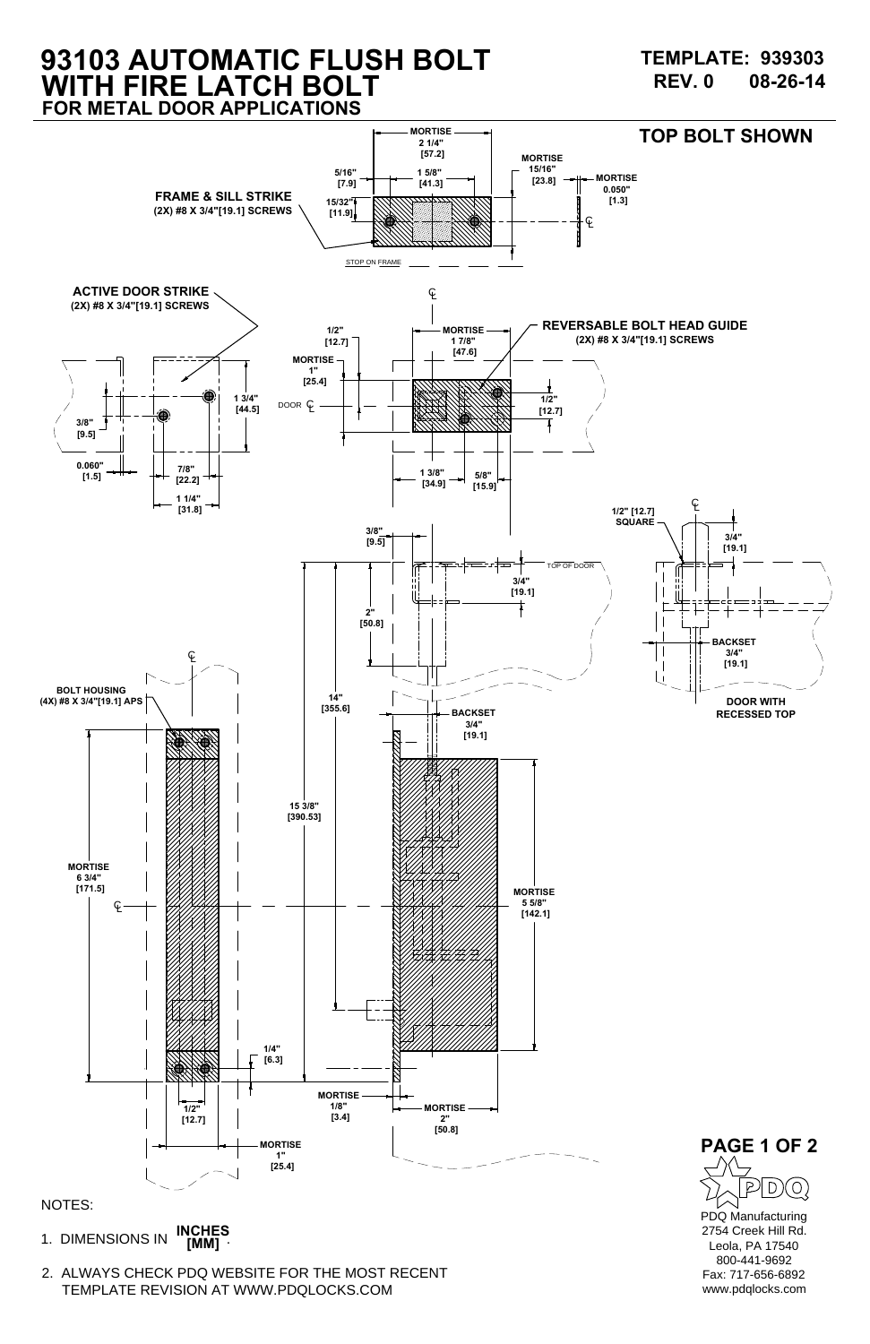# 93103 AUTOMATIC FLUSH BOLT WITH FIRE LATCH BOLT

## FOR METAL DOOR APPLICATIONS

**TEMPLATE: 939303**
**REV. 0 08-26-14**

**TOP BOLT SHOWN**

**FRAME & SILL STRIKE**
(2X) #8 X 3/4"[19.1] SCREWS

MORTISE 2 1/4" [57.2]
5/16" [7.9]
1 5/8" [41.3]
15/32" [11.9]
MORTISE 15/16" [23.8]
MORTISE 0.050" [1.3]
STOP ON FRAME

**ACTIVE DOOR STRIKE**
(2X) #8 X 3/4"[19.1] SCREWS

3/8" [9.5]
0.060" [1.5]
7/8" [22.2]
1 1/4" [31.8]
1 3/4" [44.5]

**REVERSABLE BOLT HEAD GUIDE**
(2X) #8 X 3/4"[19.1] SCREWS

MORTISE 1 7/8" [47.6]
1/2" [12.7]
MORTISE 1" [25.4]
DOOR ℄
1/2" [12.7]
1 3/8" [34.9]
5/8" [15.9]

3/8" [9.5]
TOP OF DOOR
3/4" [19.1]
2" [50.8]
14" [355.6]
15 3/8" [390.53]

1/2" [12.7] SQUARE
3/4" [19.1]
BACKSET 3/4" [19.1]
**DOOR WITH RECESSED TOP**

**BOLT HOUSING**
(4X) #8 X 3/4"[19.1] APS

BACKSET 3/4" [19.1]
MORTISE 6 3/4" [171.5]
MORTISE 5 5/8" [142.1]
1/4" [6.3]
MORTISE 1/8" [3.4]
MORTISE 2" [50.8]
1/2" [12.7]
MORTISE 1" [25.4]

NOTES:

1. DIMENSIONS IN INCHES [MM].
2. ALWAYS CHECK PDQ WEBSITE FOR THE MOST RECENT TEMPLATE REVISION AT WWW.PDQLOCKS.COM

PDQ Manufacturing
2754 Creek Hill Rd.
Leola, PA 17540
800-441-9692
Fax: 717-656-6892
www.pdqlocks.com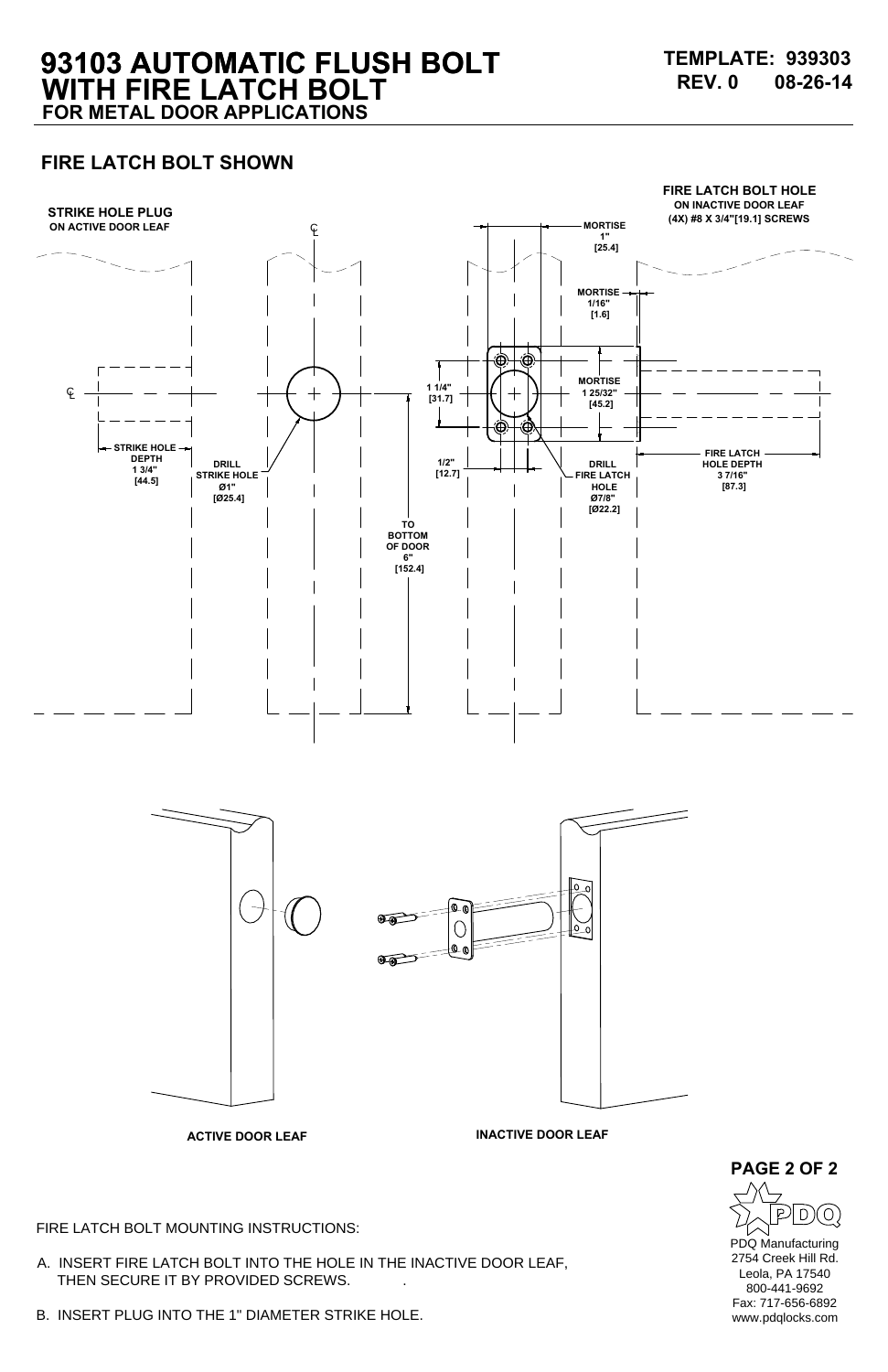# 93103 AUTOMATIC FLUSH BOLT WITH FIRE LATCH BOLT

**FOR METAL DOOR APPLICATIONS**

**TEMPLATE: 939303**
**REV. 0 08-26-14**

## FIRE LATCH BOLT SHOWN

**STRIKE HOLE PLUG**
ON ACTIVE DOOR LEAF

**FIRE LATCH BOLT HOLE**
ON INACTIVE DOOR LEAF
(4X) #8 X 3/4"[19.1] SCREWS

MORTISE 1" [25.4]

MORTISE 1/16" [1.6]

MORTISE 1 25/32" [45.2]

1 1/4" [31.7]

STRIKE HOLE DEPTH 1 3/4" [44.5]

DRILL STRIKE HOLE Ø1" [Ø25.4]

1/2" [12.7]

DRILL FIRE LATCH HOLE Ø7/8" [Ø22.2]

FIRE LATCH HOLE DEPTH 3 7/16" [87.3]

TO BOTTOM OF DOOR 6" [152.4]

ACTIVE DOOR LEAF

INACTIVE DOOR LEAF

PDQ Manufacturing
2754 Creek Hill Rd.
Leola, PA 17540
800-441-9692
Fax: 717-656-6892
www.pdqlocks.com

FIRE LATCH BOLT MOUNTING INSTRUCTIONS:

A. INSERT FIRE LATCH BOLT INTO THE HOLE IN THE INACTIVE DOOR LEAF, THEN SECURE IT BY PROVIDED SCREWS.

B. INSERT PLUG INTO THE 1" DIAMETER STRIKE HOLE.